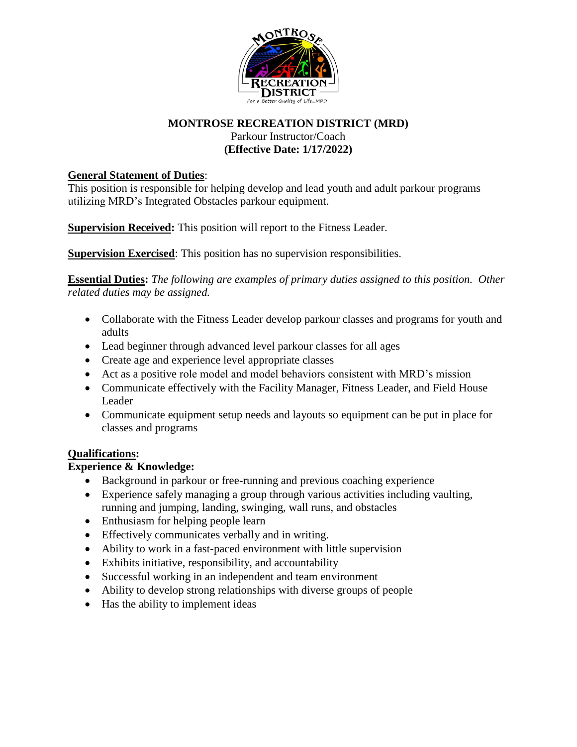# MONTROSE RECREATION DISTRICT (MRD)

Parkour Instructor/Coach

**(Effective Date: 1/17/2022)**

**General Statement of Duties**:
This position is responsible for helping develop and lead youth and adult parkour programs utilizing MRD's Integrated Obstacles parkour equipment.

**Supervision Received:** This position will report to the Fitness Leader.

**Supervision Exercised**: This position has no supervision responsibilities.

**Essential Duties:** *The following are examples of primary duties assigned to this position. Other related duties may be assigned.*

- Collaborate with the Fitness Leader develop parkour classes and programs for youth and adults
- Lead beginner through advanced level parkour classes for all ages
- Create age and experience level appropriate classes
- Act as a positive role model and model behaviors consistent with MRD's mission
- Communicate effectively with the Facility Manager, Fitness Leader, and Field House Leader
- Communicate equipment setup needs and layouts so equipment can be put in place for classes and programs

**Qualifications:**

**Experience & Knowledge:**

- Background in parkour or free-running and previous coaching experience
- Experience safely managing a group through various activities including vaulting, running and jumping, landing, swinging, wall runs, and obstacles
- Enthusiasm for helping people learn
- Effectively communicates verbally and in writing.
- Ability to work in a fast-paced environment with little supervision
- Exhibits initiative, responsibility, and accountability
- Successful working in an independent and team environment
- Ability to develop strong relationships with diverse groups of people
- Has the ability to implement ideas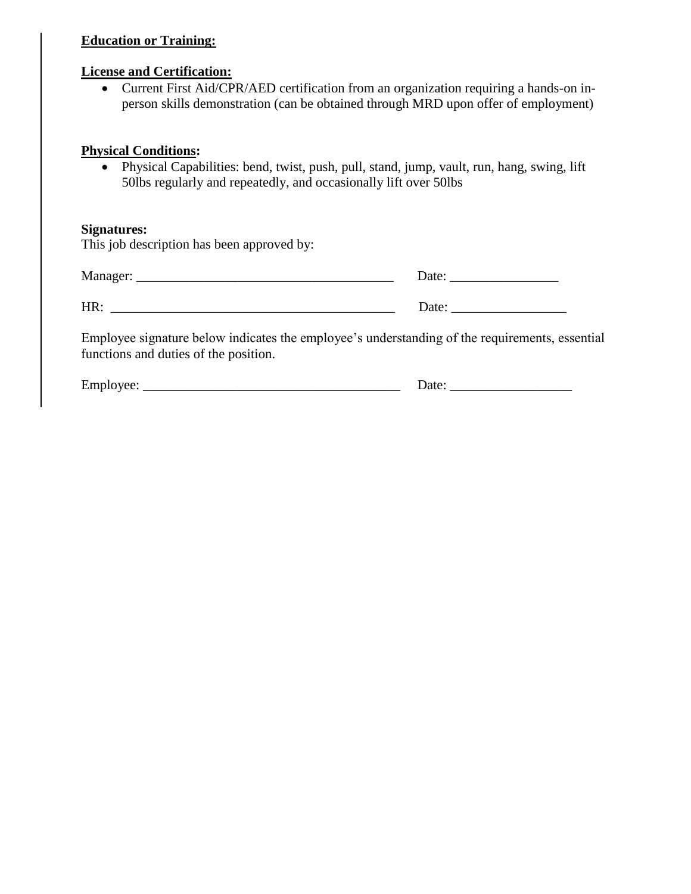**Education or Training:**

**License and Certification:**

- Current First Aid/CPR/AED certification from an organization requiring a hands-on in-person skills demonstration (can be obtained through MRD upon offer of employment)

**Physical Conditions:**

- Physical Capabilities: bend, twist, push, pull, stand, jump, vault, run, hang, swing, lift 50lbs regularly and repeatedly, and occasionally lift over 50lbs

**Signatures:**

This job description has been approved by:

Manager: ______________________________________ Date: ________________

HR: __________________________________________ Date: _________________

Employee signature below indicates the employee's understanding of the requirements, essential functions and duties of the position.

Employee: ______________________________________ Date: __________________